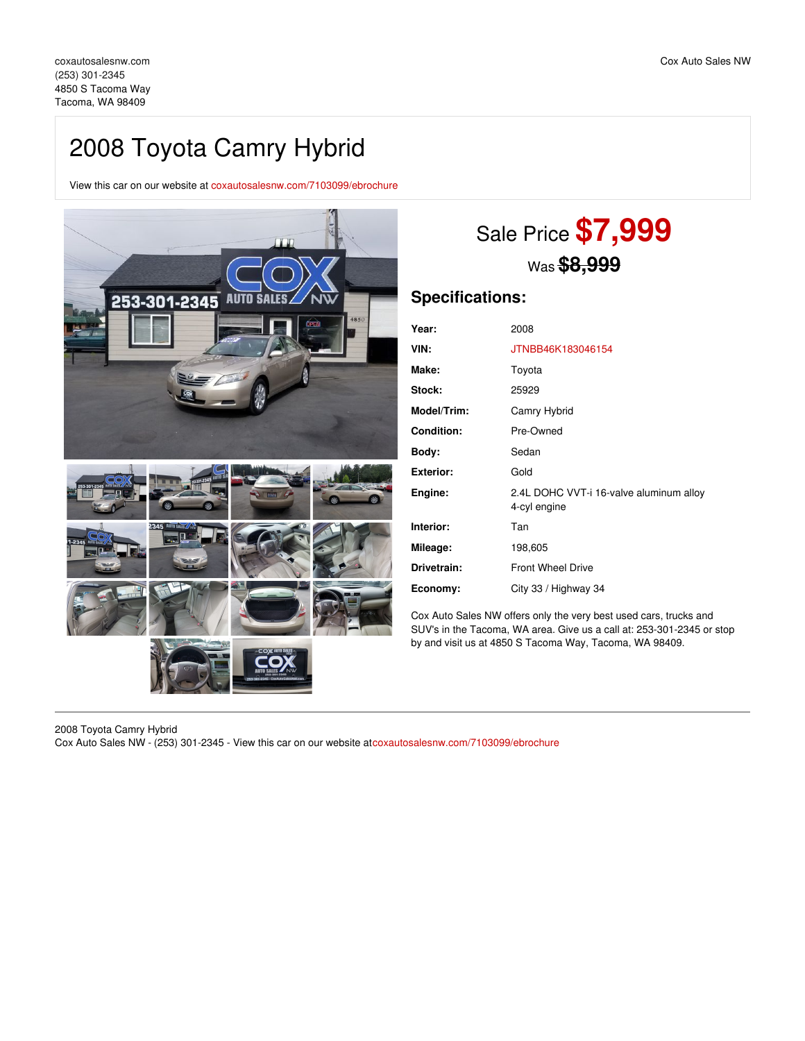coxautosalesnw.com
(253) 301-2345
4850 S Tacoma Way
Tacoma, WA 98409

Cox Auto Sales NW

# 2008 Toyota Camry Hybrid

View this car on our website at coxautosalesnw.com/7103099/ebrochure

## Sale Price **$7,999**

Was ~~$8,999~~

## Specifications:

| | |
|---|---|
| **Year:** | 2008 |
| **VIN:** | JTNBB46K183046154 |
| **Make:** | Toyota |
| **Stock:** | 25929 |
| **Model/Trim:** | Camry Hybrid |
| **Condition:** | Pre-Owned |
| **Body:** | Sedan |
| **Exterior:** | Gold |
| **Engine:** | 2.4L DOHC VVT-i 16-valve aluminum alloy 4-cyl engine |
| **Interior:** | Tan |
| **Mileage:** | 198,605 |
| **Drivetrain:** | Front Wheel Drive |
| **Economy:** | City 33 / Highway 34 |

Cox Auto Sales NW offers only the very best used cars, trucks and SUV's in the Tacoma, WA area. Give us a call at: 253-301-2345 or stop by and visit us at 4850 S Tacoma Way, Tacoma, WA 98409.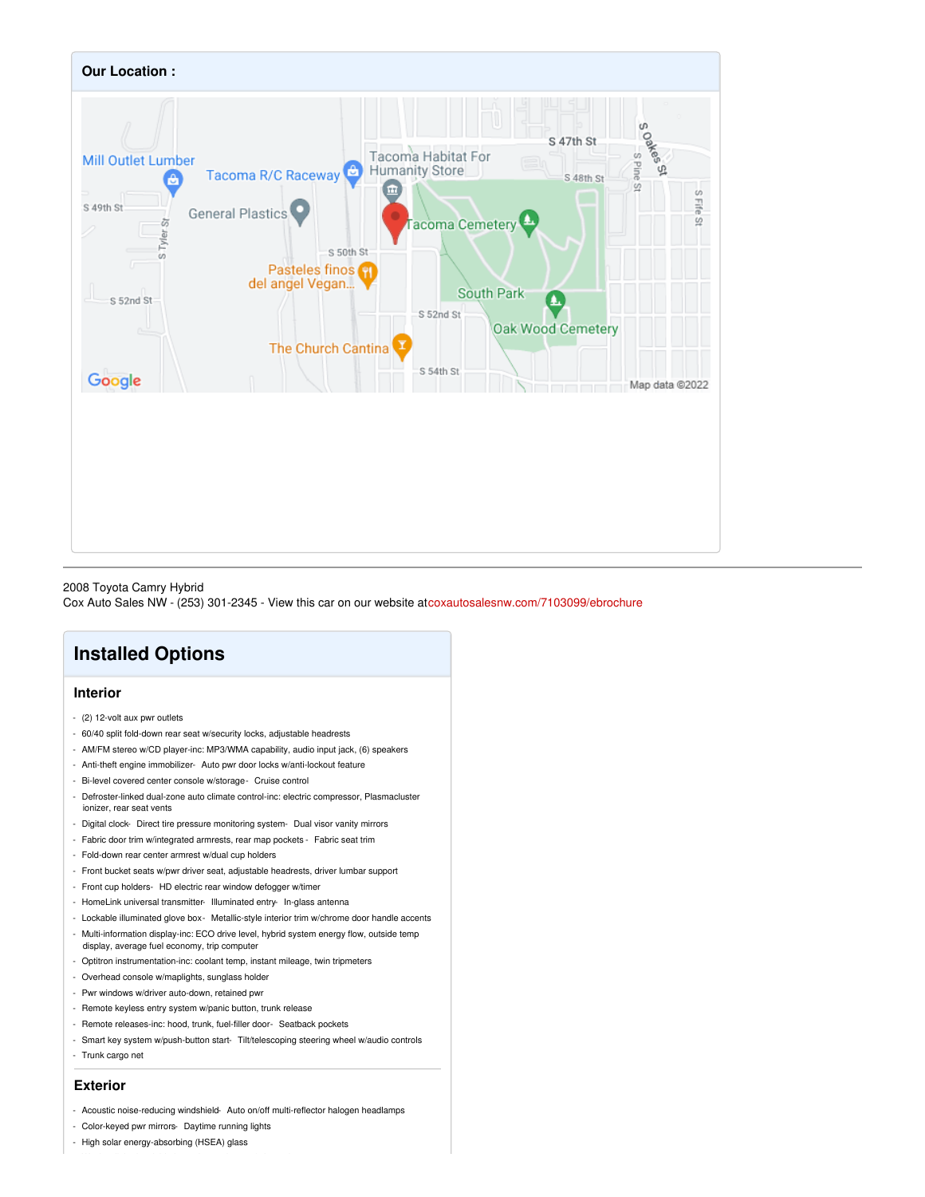## Our Location :

2008 Toyota Camry Hybrid
Cox Auto Sales NW - (253) 301-2345 - View this car on our website atcoxautosalesnw.com/7103099/ebrochure

# Installed Options

## Interior

- (2) 12-volt aux pwr outlets
- 60/40 split fold-down rear seat w/security locks, adjustable headrests
- AM/FM stereo w/CD player-inc: MP3/WMA capability, audio input jack, (6) speakers
- Anti-theft engine immobilizer- Auto pwr door locks w/anti-lockout feature
- Bi-level covered center console w/storage- Cruise control
- Defroster-linked dual-zone auto climate control-inc: electric compressor, Plasmacluster ionizer, rear seat vents
- Digital clock- Direct tire pressure monitoring system- Dual visor vanity mirrors
- Fabric door trim w/integrated armrests, rear map pockets - Fabric seat trim
- Fold-down rear center armrest w/dual cup holders
- Front bucket seats w/pwr driver seat, adjustable headrests, driver lumbar support
- Front cup holders- HD electric rear window defogger w/timer
- HomeLink universal transmitter- Illuminated entry- In-glass antenna
- Lockable illuminated glove box- Metallic-style interior trim w/chrome door handle accents
- Multi-information display-inc: ECO drive level, hybrid system energy flow, outside temp display, average fuel economy, trip computer
- Optitron instrumentation-inc: coolant temp, instant mileage, twin tripmeters
- Overhead console w/maplights, sunglass holder
- Pwr windows w/driver auto-down, retained pwr
- Remote keyless entry system w/panic button, trunk release
- Remote releases-inc: hood, trunk, fuel-filler door- Seatback pockets
- Smart key system w/push-button start- Tilt/telescoping steering wheel w/audio controls
- Trunk cargo net

## Exterior

- Acoustic noise-reducing windshield- Auto on/off multi-reflector halogen headlamps
- Color-keyed pwr mirrors- Daytime running lights
- High solar energy-absorbing (HSEA) glass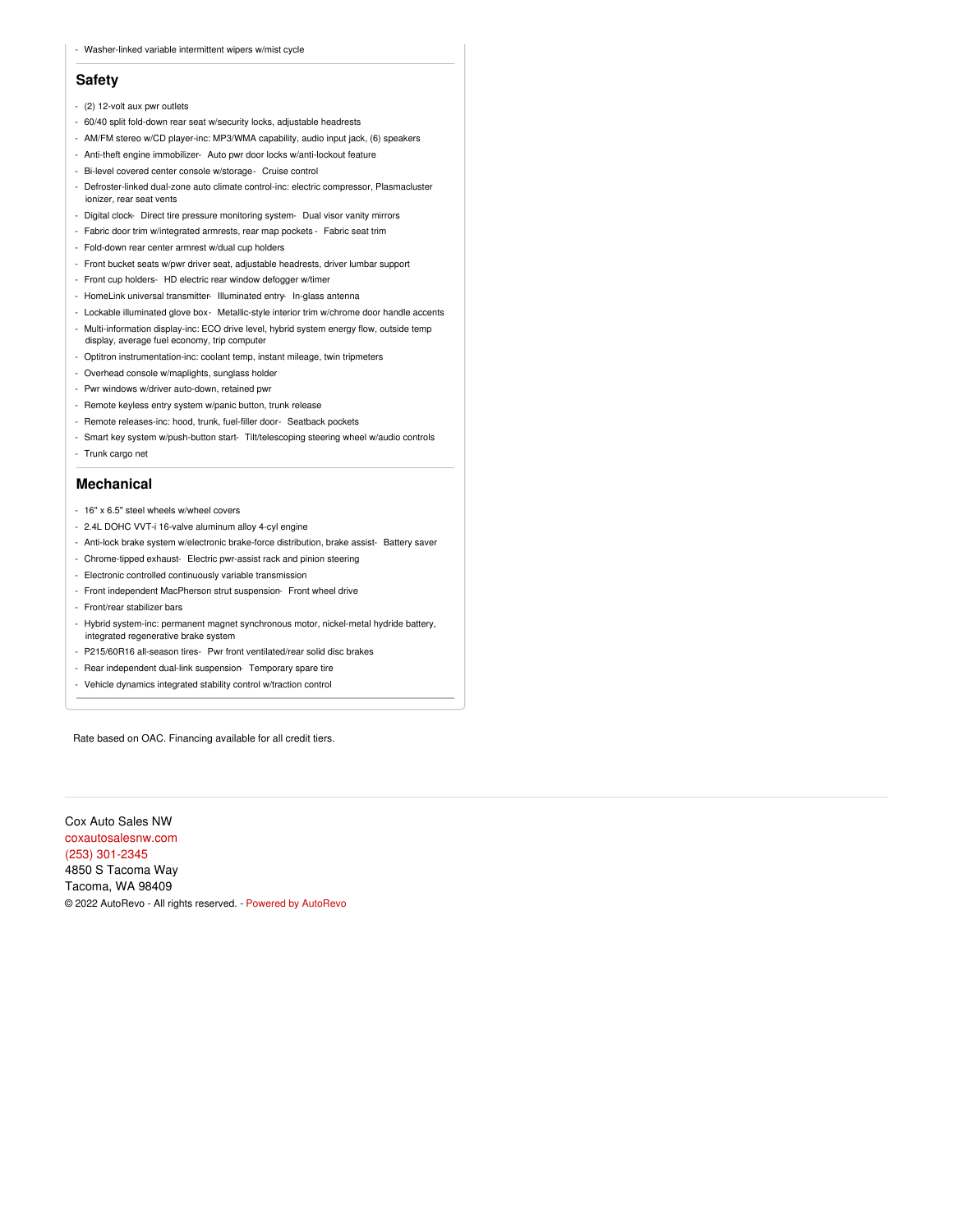- Washer-linked variable intermittent wipers w/mist cycle

## Safety

- (2) 12-volt aux pwr outlets
- 60/40 split fold-down rear seat w/security locks, adjustable headrests
- AM/FM stereo w/CD player-inc: MP3/WMA capability, audio input jack, (6) speakers
- Anti-theft engine immobilizer- Auto pwr door locks w/anti-lockout feature
- Bi-level covered center console w/storage- Cruise control
- Defroster-linked dual-zone auto climate control-inc: electric compressor, Plasmacluster ionizer, rear seat vents
- Digital clock- Direct tire pressure monitoring system- Dual visor vanity mirrors
- Fabric door trim w/integrated armrests, rear map pockets - Fabric seat trim
- Fold-down rear center armrest w/dual cup holders
- Front bucket seats w/pwr driver seat, adjustable headrests, driver lumbar support
- Front cup holders- HD electric rear window defogger w/timer
- HomeLink universal transmitter- Illuminated entry- In-glass antenna
- Lockable illuminated glove box- Metallic-style interior trim w/chrome door handle accents
- Multi-information display-inc: ECO drive level, hybrid system energy flow, outside temp display, average fuel economy, trip computer
- Optitron instrumentation-inc: coolant temp, instant mileage, twin tripmeters
- Overhead console w/maplights, sunglass holder
- Pwr windows w/driver auto-down, retained pwr
- Remote keyless entry system w/panic button, trunk release
- Remote releases-inc: hood, trunk, fuel-filler door- Seatback pockets
- Smart key system w/push-button start- Tilt/telescoping steering wheel w/audio controls
- Trunk cargo net

## Mechanical

- 16" x 6.5" steel wheels w/wheel covers
- 2.4L DOHC VVT-i 16-valve aluminum alloy 4-cyl engine
- Anti-lock brake system w/electronic brake-force distribution, brake assist- Battery saver
- Chrome-tipped exhaust- Electric pwr-assist rack and pinion steering
- Electronic controlled continuously variable transmission
- Front independent MacPherson strut suspension- Front wheel drive
- Front/rear stabilizer bars
- Hybrid system-inc: permanent magnet synchronous motor, nickel-metal hydride battery, integrated regenerative brake system
- P215/60R16 all-season tires- Pwr front ventilated/rear solid disc brakes
- Rear independent dual-link suspension- Temporary spare tire
- Vehicle dynamics integrated stability control w/traction control

Rate based on OAC. Financing available for all credit tiers.

Cox Auto Sales NW
coxautosalesnw.com
(253) 301-2345
4850 S Tacoma Way
Tacoma, WA 98409
© 2022 AutoRevo - All rights reserved. - Powered by AutoRevo